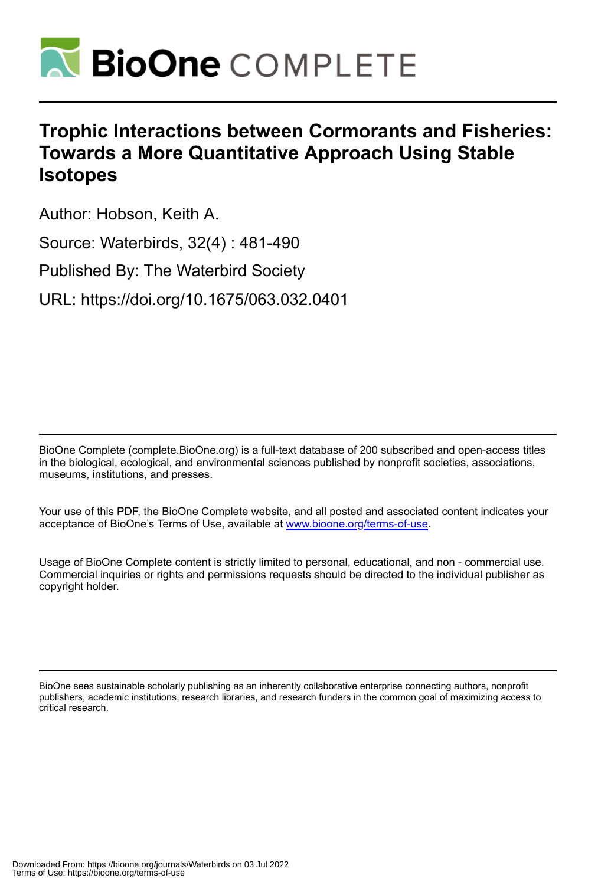# BioOne COMPLETE

# Trophic Interactions between Cormorants and Fisheries: Towards a More Quantitative Approach Using Stable Isotopes

Author: Hobson, Keith A.

Source: Waterbirds, 32(4) : 481-490

Published By: The Waterbird Society

URL: https://doi.org/10.1675/063.032.0401

BioOne Complete (complete.BioOne.org) is a full-text database of 200 subscribed and open-access titles in the biological, ecological, and environmental sciences published by nonprofit societies, associations, museums, institutions, and presses.

Your use of this PDF, the BioOne Complete website, and all posted and associated content indicates your acceptance of BioOne's Terms of Use, available at www.bioone.org/terms-of-use.

Usage of BioOne Complete content is strictly limited to personal, educational, and non - commercial use. Commercial inquiries or rights and permissions requests should be directed to the individual publisher as copyright holder.

BioOne sees sustainable scholarly publishing as an inherently collaborative enterprise connecting authors, nonprofit publishers, academic institutions, research libraries, and research funders in the common goal of maximizing access to critical research.

Downloaded From: https://bioone.org/journals/Waterbirds on 03 Jul 2022
Terms of Use: https://bioone.org/terms-of-use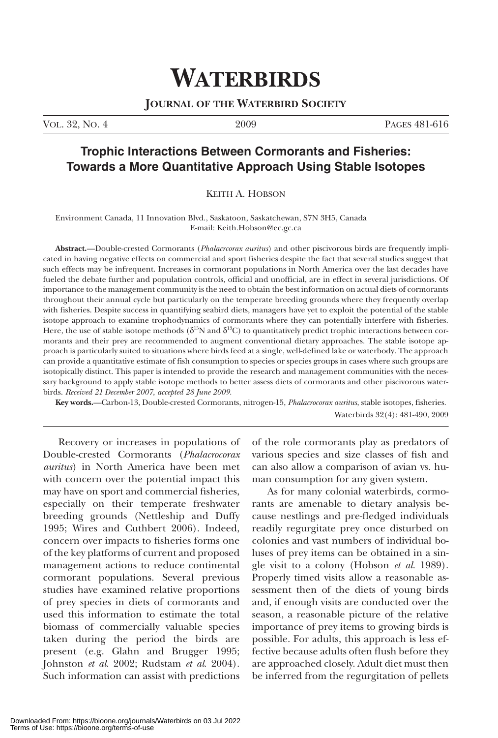# WATERBIRDS

**JOURNAL OF THE WATERBIRD SOCIETY**

## Trophic Interactions Between Cormorants and Fisheries: Towards a More Quantitative Approach Using Stable Isotopes

KEITH A. HOBSON

Environment Canada, 11 Innovation Blvd., Saskatoon, Saskatchewan, S7N 3H5, Canada
E-mail: Keith.Hobson@ec.gc.ca

**Abstract.**—Double-crested Cormorants (*Phalacrcorax auritus*) and other piscivorous birds are frequently implicated in having negative effects on commercial and sport fisheries despite the fact that several studies suggest that such effects may be infrequent. Increases in cormorant populations in North America over the last decades have fueled the debate further and population controls, official and unofficial, are in effect in several jurisdictions. Of importance to the management community is the need to obtain the best information on actual diets of cormorants throughout their annual cycle but particularly on the temperate breeding grounds where they frequently overlap with fisheries. Despite success in quantifying seabird diets, managers have yet to exploit the potential of the stable isotope approach to examine trophodynamics of cormorants where they can potentially interfere with fisheries. Here, the use of stable isotope methods ($\delta^{15}N$ and $\delta^{13}C$) to quantitatively predict trophic interactions between cormorants and their prey are recommended to augment conventional dietary approaches. The stable isotope approach is particularly suited to situations where birds feed at a single, well-defined lake or waterbody. The approach can provide a quantitative estimate of fish consumption to species or species groups in cases where such groups are isotopically distinct. This paper is intended to provide the research and management communities with the necessary background to apply stable isotope methods to better assess diets of cormorants and other piscivorous waterbirds. *Received 21 December 2007, accepted 28 June 2009.*

**Key words.**—Carbon-13, Double-crested Cormorants, nitrogen-15, *Phalacrocorax auritus*, stable isotopes, fisheries.

Waterbirds 32(4): 481-490, 2009

Recovery or increases in populations of Double-crested Cormorants (*Phalacrocorax auritus*) in North America have been met with concern over the potential impact this may have on sport and commercial fisheries, especially on their temperate freshwater breeding grounds (Nettleship and Duffy 1995; Wires and Cuthbert 2006). Indeed, concern over impacts to fisheries forms one of the key platforms of current and proposed management actions to reduce continental cormorant populations. Several previous studies have examined relative proportions of prey species in diets of cormorants and used this information to estimate the total biomass of commercially valuable species taken during the period the birds are present (e.g. Glahn and Brugger 1995; Johnston *et al.* 2002; Rudstam *et al.* 2004). Such information can assist with predictions of the role cormorants play as predators of various species and size classes of fish and can also allow a comparison of avian vs. human consumption for any given system.

As for many colonial waterbirds, cormorants are amenable to dietary analysis because nestlings and pre-fledged individuals readily regurgitate prey once disturbed on colonies and vast numbers of individual boluses of prey items can be obtained in a single visit to a colony (Hobson *et al.* 1989). Properly timed visits allow a reasonable assessment then of the diets of young birds and, if enough visits are conducted over the season, a reasonable picture of the relative importance of prey items to growing birds is possible. For adults, this approach is less effective because adults often flush before they are approached closely. Adult diet must then be inferred from the regurgitation of pellets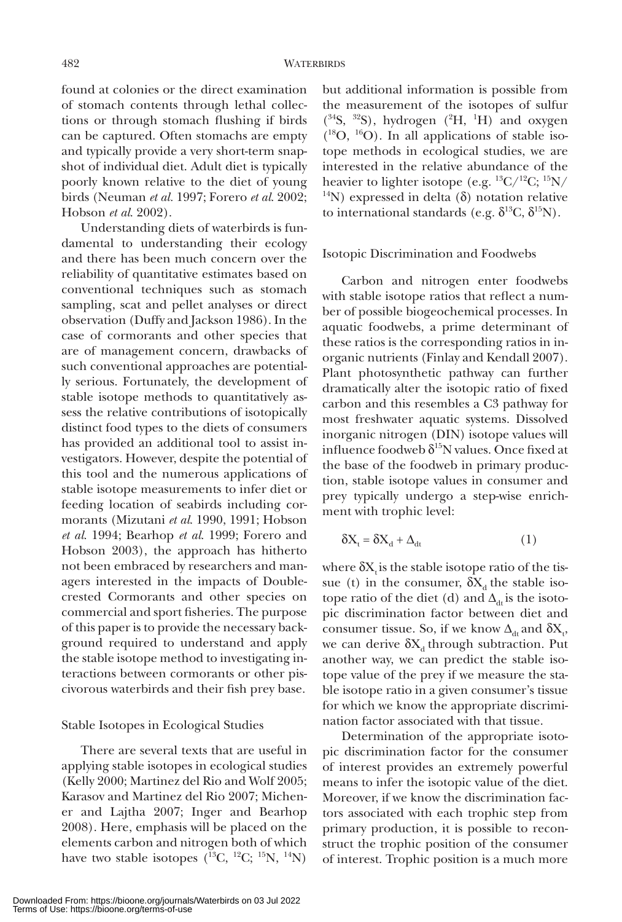found at colonies or the direct examination of stomach contents through lethal collections or through stomach flushing if birds can be captured. Often stomachs are empty and typically provide a very short-term snapshot of individual diet. Adult diet is typically poorly known relative to the diet of young birds (Neuman *et al.* 1997; Forero *et al.* 2002; Hobson *et al.* 2002).

Understanding diets of waterbirds is fundamental to understanding their ecology and there has been much concern over the reliability of quantitative estimates based on conventional techniques such as stomach sampling, scat and pellet analyses or direct observation (Duffy and Jackson 1986). In the case of cormorants and other species that are of management concern, drawbacks of such conventional approaches are potentially serious. Fortunately, the development of stable isotope methods to quantitatively assess the relative contributions of isotopically distinct food types to the diets of consumers has provided an additional tool to assist investigators. However, despite the potential of this tool and the numerous applications of stable isotope measurements to infer diet or feeding location of seabirds including cormorants (Mizutani *et al.* 1990, 1991; Hobson *et al.* 1994; Bearhop *et al.* 1999; Forero and Hobson 2003), the approach has hitherto not been embraced by researchers and managers interested in the impacts of Double-crested Cormorants and other species on commercial and sport fisheries. The purpose of this paper is to provide the necessary background required to understand and apply the stable isotope method to investigating interactions between cormorants or other piscivorous waterbirds and their fish prey base.

## Stable Isotopes in Ecological Studies

There are several texts that are useful in applying stable isotopes in ecological studies (Kelly 2000; Martinez del Rio and Wolf 2005; Karasov and Martinez del Rio 2007; Michener and Lajtha 2007; Inger and Bearhop 2008). Here, emphasis will be placed on the elements carbon and nitrogen both of which have two stable isotopes ($^{13}C$, $^{12}C$; $^{15}N$, $^{14}N$) but additional information is possible from the measurement of the isotopes of sulfur ($^{34}S$, $^{32}S$), hydrogen ($^{2}H$, $^{1}H$) and oxygen ($^{18}O$, $^{16}O$). In all applications of stable isotope methods in ecological studies, we are interested in the relative abundance of the heavier to lighter isotope (e.g. $^{13}C/^{12}C$; $^{15}N/^{14}N$) expressed in delta ($\delta$) notation relative to international standards (e.g. $\delta^{13}C$, $\delta^{15}N$).

## Isotopic Discrimination and Foodwebs

Carbon and nitrogen enter foodwebs with stable isotope ratios that reflect a number of possible biogeochemical processes. In aquatic foodwebs, a prime determinant of these ratios is the corresponding ratios in inorganic nutrients (Finlay and Kendall 2007). Plant photosynthetic pathway can further dramatically alter the isotopic ratio of fixed carbon and this resembles a C3 pathway for most freshwater aquatic systems. Dissolved inorganic nitrogen (DIN) isotope values will influence foodweb $\delta^{15}N$ values. Once fixed at the base of the foodweb in primary production, stable isotope values in consumer and prey typically undergo a step-wise enrichment with trophic level:

$$\delta X_t = \delta X_d + \Delta_{dt} \quad (1)$$

where $\delta X_t$ is the stable isotope ratio of the tissue (t) in the consumer, $\delta X_d$ the stable isotope ratio of the diet (d) and $\Delta_{dt}$ is the isotopic discrimination factor between diet and consumer tissue. So, if we know $\Delta_{dt}$ and $\delta X_t$, we can derive $\delta X_d$ through subtraction. Put another way, we can predict the stable isotope value of the prey if we measure the stable isotope ratio in a given consumer's tissue for which we know the appropriate discrimination factor associated with that tissue.

Determination of the appropriate isotopic discrimination factor for the consumer of interest provides an extremely powerful means to infer the isotopic value of the diet. Moreover, if we know the discrimination factors associated with each trophic step from primary production, it is possible to reconstruct the trophic position of the consumer of interest. Trophic position is a much more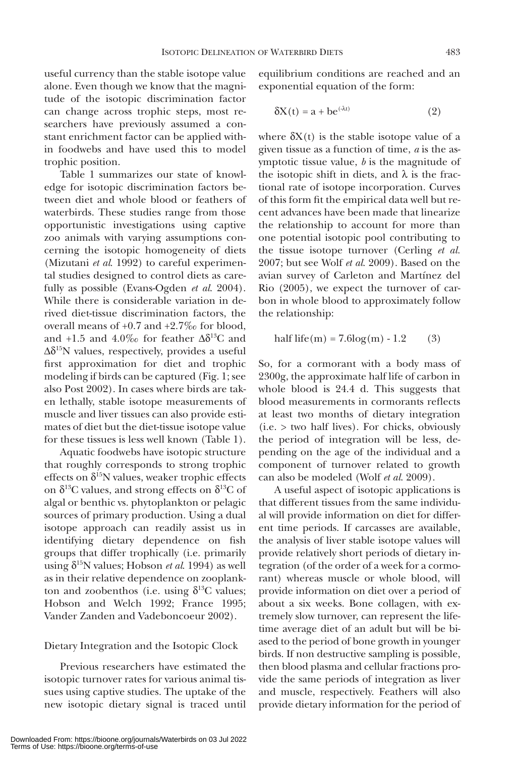useful currency than the stable isotope value alone. Even though we know that the magnitude of the isotopic discrimination factor can change across trophic steps, most researchers have previously assumed a constant enrichment factor can be applied within foodwebs and have used this to model trophic position.

Table 1 summarizes our state of knowledge for isotopic discrimination factors between diet and whole blood or feathers of waterbirds. These studies range from those opportunistic investigations using captive zoo animals with varying assumptions concerning the isotopic homogeneity of diets (Mizutani *et al.* 1992) to careful experimental studies designed to control diets as carefully as possible (Evans-Ogden *et al.* 2004). While there is considerable variation in derived diet-tissue discrimination factors, the overall means of +0.7 and +2.7‰ for blood, and +1.5 and 4.0‰ for feather $\Delta\delta^{13}C$ and $\Delta\delta^{15}N$ values, respectively, provides a useful first approximation for diet and trophic modeling if birds can be captured (Fig. 1; see also Post 2002). In cases where birds are taken lethally, stable isotope measurements of muscle and liver tissues can also provide estimates of diet but the diet-tissue isotope value for these tissues is less well known (Table 1).

Aquatic foodwebs have isotopic structure that roughly corresponds to strong trophic effects on $\delta^{15}N$ values, weaker trophic effects on $\delta^{13}C$ values, and strong effects on $\delta^{13}C$ of algal or benthic vs. phytoplankton or pelagic sources of primary production. Using a dual isotope approach can readily assist us in identifying dietary dependence on fish groups that differ trophically (i.e. primarily using $\delta^{15}N$ values; Hobson *et al.* 1994) as well as in their relative dependence on zooplankton and zoobenthos (i.e. using $\delta^{13}C$ values; Hobson and Welch 1992; France 1995; Vander Zanden and Vadeboncoeur 2002).

## Dietary Integration and the Isotopic Clock

Previous researchers have estimated the isotopic turnover rates for various animal tissues using captive studies. The uptake of the new isotopic dietary signal is traced until equilibrium conditions are reached and an exponential equation of the form:

$$\delta X(t) = a + be^{(-\lambda t)} \qquad (2)$$

where $\delta X(t)$ is the stable isotope value of a given tissue as a function of time, $a$ is the asymptotic tissue value, $b$ is the magnitude of the isotopic shift in diets, and $\lambda$ is the fractional rate of isotope incorporation. Curves of this form fit the empirical data well but recent advances have been made that linearize the relationship to account for more than one potential isotopic pool contributing to the tissue isotope turnover (Cerling *et al.* 2007; but see Wolf *et al.* 2009). Based on the avian survey of Carleton and Martínez del Rio (2005), we expect the turnover of carbon in whole blood to approximately follow the relationship:

$$\text{half life(m)} = 7.6\log(\text{m}) - 1.2 \qquad (3)$$

So, for a cormorant with a body mass of 2300g, the approximate half life of carbon in whole blood is 24.4 d. This suggests that blood measurements in cormorants reflects at least two months of dietary integration (i.e. > two half lives). For chicks, obviously the period of integration will be less, depending on the age of the individual and a component of turnover related to growth can also be modeled (Wolf *et al.* 2009).

A useful aspect of isotopic applications is that different tissues from the same individual will provide information on diet for different time periods. If carcasses are available, the analysis of liver stable isotope values will provide relatively short periods of dietary integration (of the order of a week for a cormorant) whereas muscle or whole blood, will provide information on diet over a period of about a six weeks. Bone collagen, with extremely slow turnover, can represent the lifetime average diet of an adult but will be biased to the period of bone growth in younger birds. If non destructive sampling is possible, then blood plasma and cellular fractions provide the same periods of integration as liver and muscle, respectively. Feathers will also provide dietary information for the period of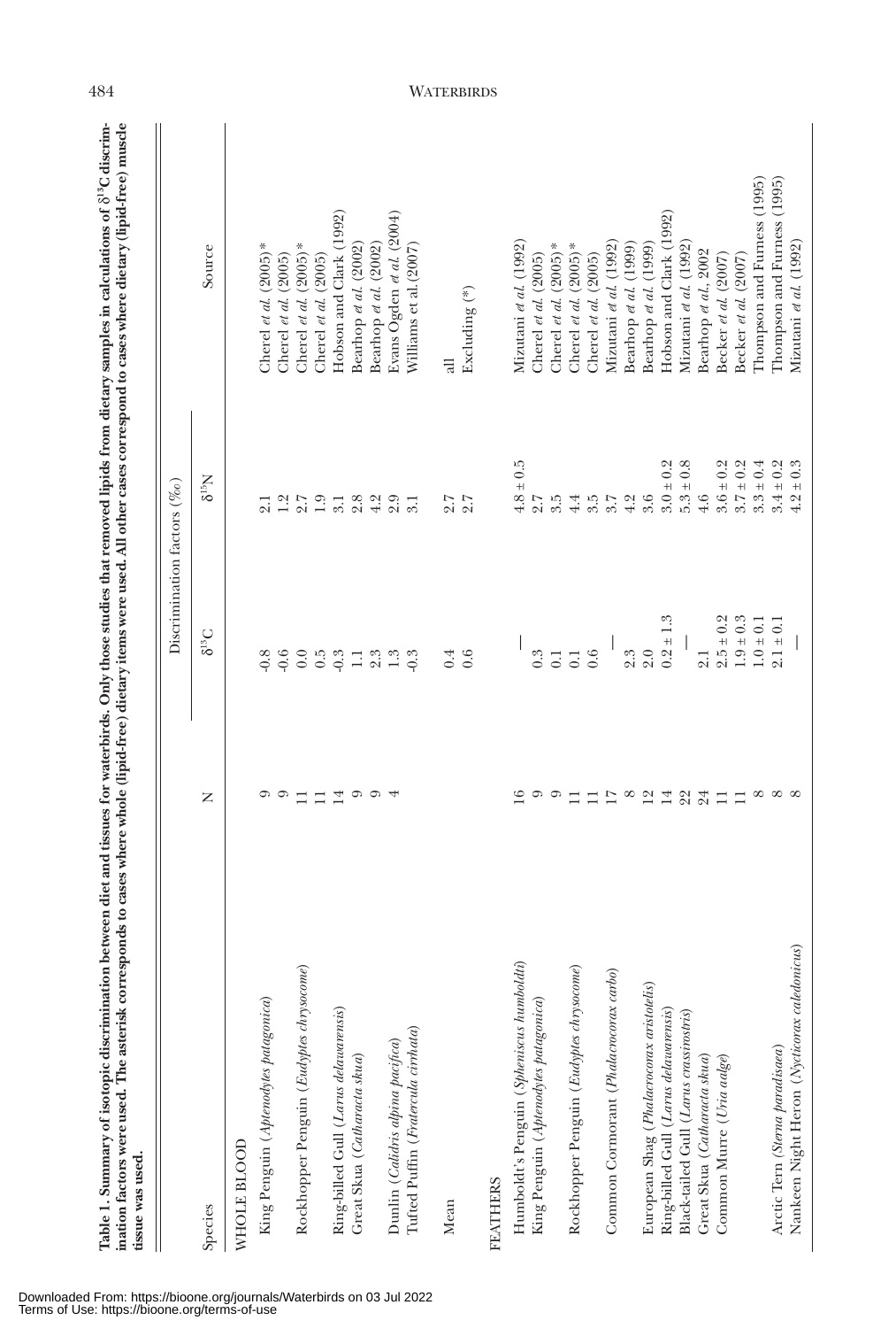**Table 1. Summary of isotopic discrimination between diet and tissues for waterbirds. Only those studies that removed lipids from dietary samples in calculations of δ[13]C discrimination factors were used. The asterisk corresponds to cases where whole (lipid-free) dietary items were used. All other cases correspond to cases where dietary (lipid-free) muscle tissue was used.**

| Species | N | Discrimination factors (‰) | | Source |
|---|---|---|---|---|
| | | $\delta^{13}C$ | $\delta^{15}N$ | |
| WHOLE BLOOD | | | | |
| King Penguin (*Aptenodytes patagonica*) | 9 | -0.8 | 2.1 | Cherel *et al.* (2005)* |
| | 9 | -0.6 | 1.2 | Cherel *et al.* (2005) |
| Rockhopper Penguin (*Eudyptes chrysocome*) | 11 | 0.0 | 2.7 | Cherel *et al.* (2005)* |
| | 11 | 0.5 | 1.9 | Cherel *et al.* (2005) |
| Ring-billed Gull (*Larus delawarensis*) | 14 | -0.3 | 3.1 | Hobson and Clark (1992) |
| Great Skua (*Catharacta skua*) | 9 | 1.1 | 2.8 | Bearhop *et al.* (2002) |
| | 9 | 2.3 | 4.2 | Bearhop *et al.* (2002) |
| Dunlin (*Calidris alpina pacifica*) | 4 | 1.3 | 2.9 | Evans Ogden *et al.* (2004) |
| Tufted Puffin (*Fratercula cirrhata*) | | -0.3 | 3.1 | Williams et al. (2007) |
| Mean | | 0.4 | 2.7 | all |
| | | 0.6 | 2.7 | Excluding (*) |
| FEATHERS | | | | |
| Humboldt's Penguin (*Spheniscus humboldti*) | 16 | — | 4.8 ± 0.5 | Mizutani *et al.* (1992) |
| King Penguin (*Aptenodytes patagonica*) | 9 | 0.3 | 2.7 | Cherel *et al.* (2005) |
| | 9 | 0.1 | 3.5 | Cherel *et al.* (2005)* |
| Rockhopper Penguin (*Eudyptes chrysocome*) | 11 | 0.1 | 4.4 | Cherel *et al.* (2005)* |
| | 11 | 0.6 | 3.5 | Cherel *et al.* (2005) |
| Common Cormorant (*Phalacrocorax carbo*) | 17 | — | 3.7 | Mizutani *et al.* (1992) |
| | 8 | 2.3 | 4.2 | Bearhop *et al.* (1999) |
| European Shag (*Phalacrocorax aristotelis*) | 12 | 2.0 | 3.6 | Bearhop *et al.* (1999) |
| Ring-billed Gull (*Larus delawarensis*) | 14 | 0.2 ± 1.3 | 3.0 ± 0.2 | Hobson and Clark (1992) |
| Black-tailed Gull (*Larus crassirostris*) | 22 | — | 5.3 ± 0.8 | Mizutani *et al.* (1992) |
| Great Skua (*Catharacta skua*) | 24 | 2.1 | 4.6 | Bearhop *et al.*, 2002 |
| Common Murre (*Uria aalge*) | 11 | 2.5 ± 0.2 | 3.6 ± 0.2 | Becker *et al.* (2007) |
| | 11 | 1.9 ± 0.3 | 3.7 ± 0.2 | Becker *et al.* (2007) |
| | 8 | 1.0 ± 0.1 | 3.3 ± 0.4 | Thompson and Furness (1995) |
| Arctic Tern (*Sterna paradisaea*) | 8 | 2.1 ± 0.1 | 3.4 ± 0.2 | Thompson and Furness (1995) |
| Nankeen Night Heron (*Nycticorax caledonicus*) | 8 | — | 4.2 ± 0.3 | Mizutani *et al.* (1992) |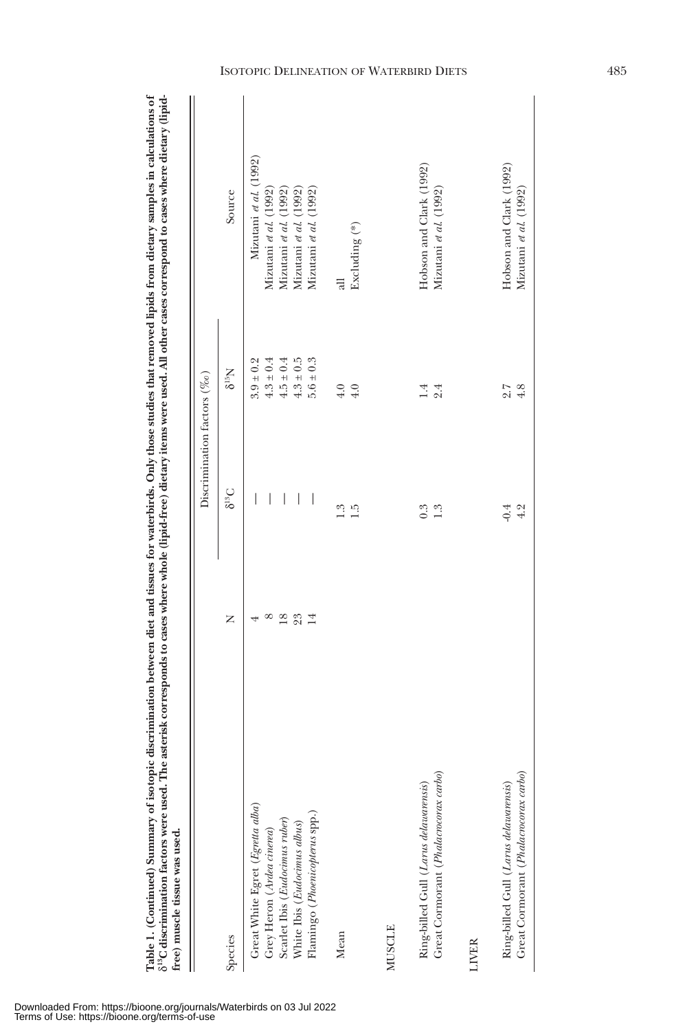**Table 1. (Continued) Summary of isotopic discrimination between diet and tissues for waterbirds. Only those studies that removed lipids from dietary samples in calculations of $\delta^{13}$C discrimination factors were used. The asterisk corresponds to cases where whole (lipid-free) dietary items were used. All other cases correspond to cases where dietary (lipid-free) muscle tissue was used.**

| Species | N | Discrimination factors (‰) | | Source |
|---|---|---|---|---|
| | | $\delta^{13}$C | $\delta^{15}$N | |
| Great White Egret (*Egretta alba*) | 4 | — | 3.9 ± 0.2 | Mizutani *et al.* (1992) |
| Grey Heron (*Ardea cinerea*) | 8 | — | 4.3 ± 0.4 | Mizutani *et al.* (1992) |
| Scarlet Ibis (*Eudocimus ruber*) | 18 | — | 4.5 ± 0.4 | Mizutani *et al.* (1992) |
| White Ibis (*Eudocimus albus*) | 23 | — | 4.3 ± 0.5 | Mizutani *et al.* (1992) |
| Flamingo (*Phoenicopterus* spp.) | 14 | — | 5.6 ± 0.3 | Mizutani *et al.* (1992) |
| Mean | | 1.3 | 4.0 | all |
| | | 1.5 | 4.0 | Excluding (*) |
| MUSCLE | | | | |
| Ring-billed Gull (*Larus delawarensis*) | | 0.3 | 1.4 | Hobson and Clark (1992) |
| Great Cormorant (*Phalacrocorax carbo*) | | 1.3 | 2.4 | Mizutani *et al.* (1992) |
| LIVER | | | | |
| Ring-billed Gull (*Larus delawarensis*) | | -0.4 | 2.7 | Hobson and Clark (1992) |
| Great Cormorant (*Phalacrocorax carbo*) | | 4.2 | 4.8 | Mizutani *et al.* (1992) |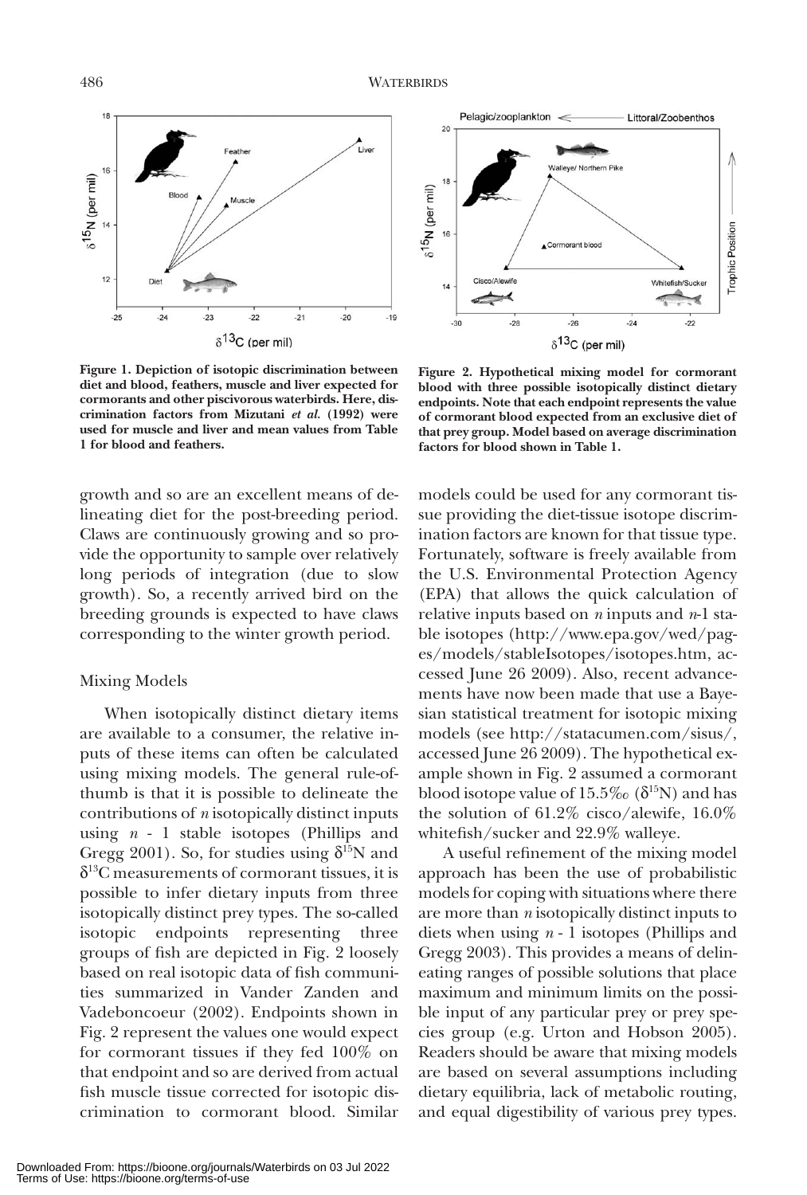-25
-24
-23
-22
-21
-20
-19

$\delta^{13}C$ (per mil)

$\delta^{15}N$ (per mil)

12
14
16
18

Feather
Liver
Blood
Muscle
Diet

**Figure 1. Depiction of isotopic discrimination between diet and blood, feathers, muscle and liver expected for cormorants and other piscivorous waterbirds. Here, discrimination factors from Mizutani *et al.* (1992) were used for muscle and liver and mean values from Table 1 for blood and feathers.**

Pelagic/zooplankton
Littoral/Zoobenthos

Walleye/ Northern Pike
Cormorant blood
Cisco/Alewife
Whitefish/Sucker
Trophic Position

-30
-28
-26
-24
-22

$\delta^{13}C$ (per mil)

$\delta^{15}N$ (per mil)

14
16
18
20

**Figure 2. Hypothetical mixing model for cormorant blood with three possible isotopically distinct dietary endpoints. Note that each endpoint represents the value of cormorant blood expected from an exclusive diet of that prey group. Model based on average discrimination factors for blood shown in Table 1.**

growth and so are an excellent means of delineating diet for the post-breeding period. Claws are continuously growing and so provide the opportunity to sample over relatively long periods of integration (due to slow growth). So, a recently arrived bird on the breeding grounds is expected to have claws corresponding to the winter growth period.

## Mixing Models

When isotopically distinct dietary items are available to a consumer, the relative inputs of these items can often be calculated using mixing models. The general rule-of-thumb is that it is possible to delineate the contributions of $n$ isotopically distinct inputs using $n$ - 1 stable isotopes (Phillips and Gregg 2001). So, for studies using $\delta^{15}N$ and $\delta^{13}C$ measurements of cormorant tissues, it is possible to infer dietary inputs from three isotopically distinct prey types. The so-called isotopic endpoints representing three groups of fish are depicted in Fig. 2 loosely based on real isotopic data of fish communities summarized in Vander Zanden and Vadeboncoeur (2002). Endpoints shown in Fig. 2 represent the values one would expect for cormorant tissues if they fed 100% on that endpoint and so are derived from actual fish muscle tissue corrected for isotopic discrimination to cormorant blood. Similar models could be used for any cormorant tissue providing the diet-tissue isotope discrimination factors are known for that tissue type. Fortunately, software is freely available from the U.S. Environmental Protection Agency (EPA) that allows the quick calculation of relative inputs based on $n$ inputs and $n$-1 stable isotopes (http://www.epa.gov/wed/pages/models/stableIsotopes/isotopes.htm, accessed June 26 2009). Also, recent advancements have now been made that use a Bayesian statistical treatment for isotopic mixing models (see http://statacumen.com/sisus/, accessed June 26 2009). The hypothetical example shown in Fig. 2 assumed a cormorant blood isotope value of 15.5‰ ($\delta^{15}N$) and has the solution of 61.2% cisco/alewife, 16.0% whitefish/sucker and 22.9% walleye.

A useful refinement of the mixing model approach has been the use of probabilistic models for coping with situations where there are more than $n$ isotopically distinct inputs to diets when using $n$ - 1 isotopes (Phillips and Gregg 2003). This provides a means of delineating ranges of possible solutions that place maximum and minimum limits on the possible input of any particular prey or prey species group (e.g. Urton and Hobson 2005). Readers should be aware that mixing models are based on several assumptions including dietary equilibria, lack of metabolic routing, and equal digestibility of various prey types.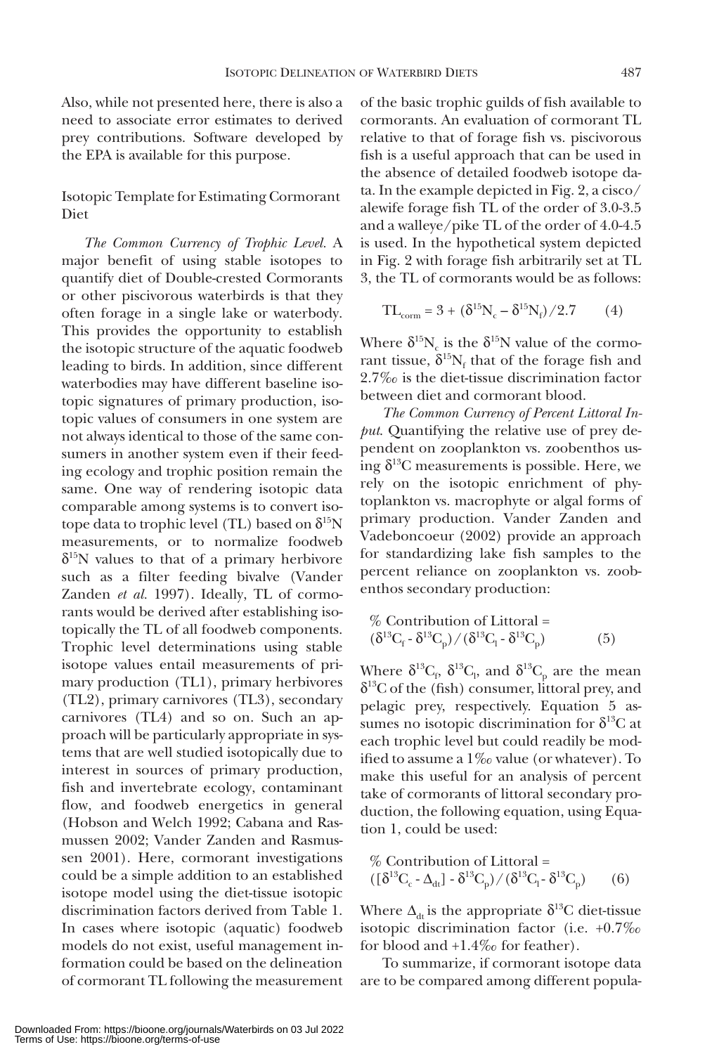Also, while not presented here, there is also a need to associate error estimates to derived prey contributions. Software developed by the EPA is available for this purpose.

## Isotopic Template for Estimating Cormorant Diet

*The Common Currency of Trophic Level.* A major benefit of using stable isotopes to quantify diet of Double-crested Cormorants or other piscivorous waterbirds is that they often forage in a single lake or waterbody. This provides the opportunity to establish the isotopic structure of the aquatic foodweb leading to birds. In addition, since different waterbodies may have different baseline isotopic signatures of primary production, isotopic values of consumers in one system are not always identical to those of the same consumers in another system even if their feeding ecology and trophic position remain the same. One way of rendering isotopic data comparable among systems is to convert isotope data to trophic level (TL) based on $\delta^{15}N$ measurements, or to normalize foodweb $\delta^{15}N$ values to that of a primary herbivore such as a filter feeding bivalve (Vander Zanden *et al.* 1997). Ideally, TL of cormorants would be derived after establishing isotopically the TL of all foodweb components. Trophic level determinations using stable isotope values entail measurements of primary production (TL1), primary herbivores (TL2), primary carnivores (TL3), secondary carnivores (TL4) and so on. Such an approach will be particularly appropriate in systems that are well studied isotopically due to interest in sources of primary production, fish and invertebrate ecology, contaminant flow, and foodweb energetics in general (Hobson and Welch 1992; Cabana and Rasmussen 2002; Vander Zanden and Rasmussen 2001). Here, cormorant investigations could be a simple addition to an established isotope model using the diet-tissue isotopic discrimination factors derived from Table 1. In cases where isotopic (aquatic) foodweb models do not exist, useful management information could be based on the delineation of cormorant TL following the measurement of the basic trophic guilds of fish available to cormorants. An evaluation of cormorant TL relative to that of forage fish vs. piscivorous fish is a useful approach that can be used in the absence of detailed foodweb isotope data. In the example depicted in Fig. 2, a cisco/alewife forage fish TL of the order of 3.0-3.5 and a walleye/pike TL of the order of 4.0-4.5 is used. In the hypothetical system depicted in Fig. 2 with forage fish arbitrarily set at TL 3, the TL of cormorants would be as follows:

$$TL_{corm} = 3 + (\delta^{15}N_c - \delta^{15}N_f)/2.7 \qquad (4)$$

Where $\delta^{15}N_c$ is the $\delta^{15}N$ value of the cormorant tissue, $\delta^{15}N_f$ that of the forage fish and 2.7‰ is the diet-tissue discrimination factor between diet and cormorant blood.

*The Common Currency of Percent Littoral Input.* Quantifying the relative use of prey dependent on zooplankton vs. zoobenthos using $\delta^{13}C$ measurements is possible. Here, we rely on the isotopic enrichment of phytoplankton vs. macrophyte or algal forms of primary production. Vander Zanden and Vadeboncoeur (2002) provide an approach for standardizing lake fish samples to the percent reliance on zooplankton vs. zoobenthos secondary production:

$$\%\ \text{Contribution of Littoral} = (\delta^{13}C_f - \delta^{13}C_p)/(\delta^{13}C_l - \delta^{13}C_p) \qquad (5)$$

Where $\delta^{13}C_f$, $\delta^{13}C_l$, and $\delta^{13}C_p$ are the mean $\delta^{13}C$ of the (fish) consumer, littoral prey, and pelagic prey, respectively. Equation 5 assumes no isotopic discrimination for $\delta^{13}C$ at each trophic level but could readily be modified to assume a 1‰ value (or whatever). To make this useful for an analysis of percent take of cormorants of littoral secondary production, the following equation, using Equation 1, could be used:

$$\%\ \text{Contribution of Littoral} = ([\delta^{13}C_c - \Delta_{dt}] - \delta^{13}C_p)/(\delta^{13}C_l - \delta^{13}C_p) \qquad (6)$$

Where $\Delta_{dt}$ is the appropriate $\delta^{13}C$ diet-tissue isotopic discrimination factor (i.e. +0.7‰ for blood and +1.4‰ for feather).

To summarize, if cormorant isotope data are to be compared among different popula-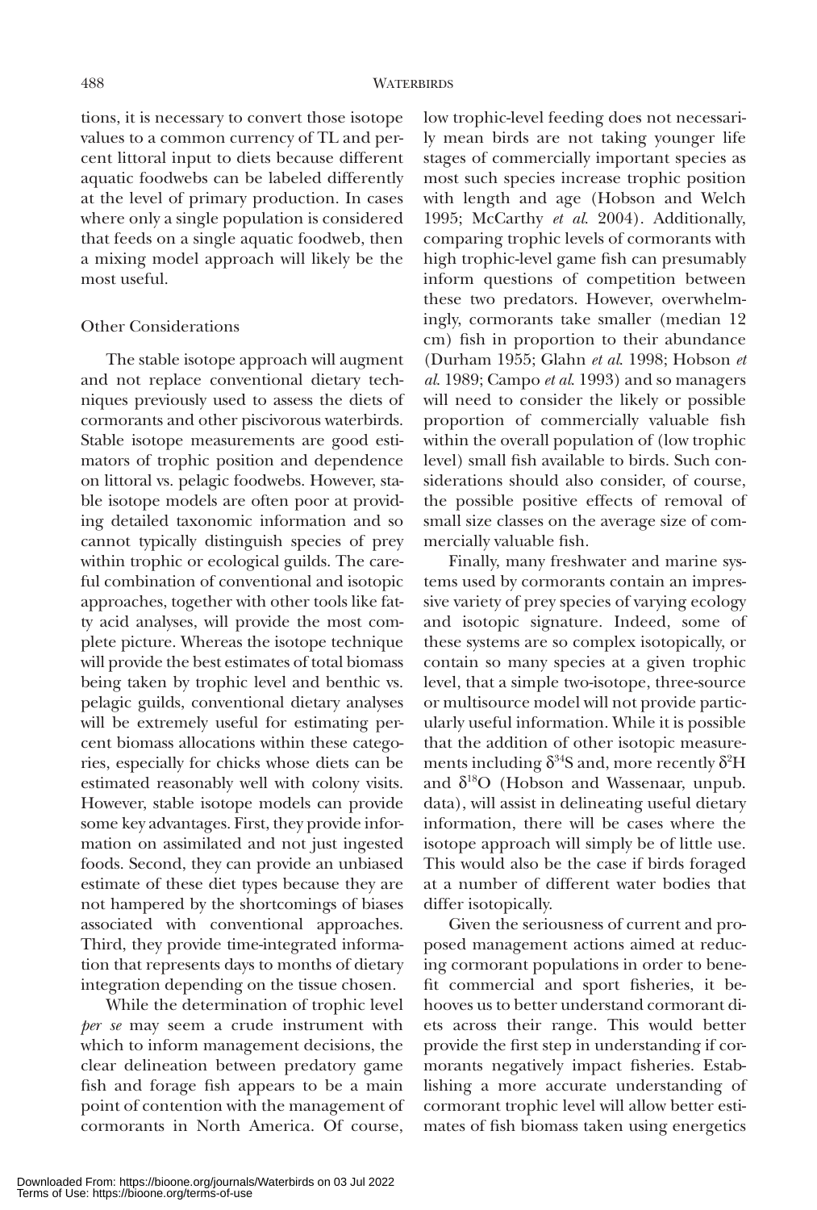tions, it is necessary to convert those isotope values to a common currency of TL and percent littoral input to diets because different aquatic foodwebs can be labeled differently at the level of primary production. In cases where only a single population is considered that feeds on a single aquatic foodweb, then a mixing model approach will likely be the most useful.

### Other Considerations

The stable isotope approach will augment and not replace conventional dietary techniques previously used to assess the diets of cormorants and other piscivorous waterbirds. Stable isotope measurements are good estimators of trophic position and dependence on littoral vs. pelagic foodwebs. However, stable isotope models are often poor at providing detailed taxonomic information and so cannot typically distinguish species of prey within trophic or ecological guilds. The careful combination of conventional and isotopic approaches, together with other tools like fatty acid analyses, will provide the most complete picture. Whereas the isotope technique will provide the best estimates of total biomass being taken by trophic level and benthic vs. pelagic guilds, conventional dietary analyses will be extremely useful for estimating percent biomass allocations within these categories, especially for chicks whose diets can be estimated reasonably well with colony visits. However, stable isotope models can provide some key advantages. First, they provide information on assimilated and not just ingested foods. Second, they can provide an unbiased estimate of these diet types because they are not hampered by the shortcomings of biases associated with conventional approaches. Third, they provide time-integrated information that represents days to months of dietary integration depending on the tissue chosen.

While the determination of trophic level *per se* may seem a crude instrument with which to inform management decisions, the clear delineation between predatory game fish and forage fish appears to be a main point of contention with the management of cormorants in North America. Of course, low trophic-level feeding does not necessarily mean birds are not taking younger life stages of commercially important species as most such species increase trophic position with length and age (Hobson and Welch 1995; McCarthy *et al.* 2004). Additionally, comparing trophic levels of cormorants with high trophic-level game fish can presumably inform questions of competition between these two predators. However, overwhelmingly, cormorants take smaller (median 12 cm) fish in proportion to their abundance (Durham 1955; Glahn *et al.* 1998; Hobson *et al.* 1989; Campo *et al.* 1993) and so managers will need to consider the likely or possible proportion of commercially valuable fish within the overall population of (low trophic level) small fish available to birds. Such considerations should also consider, of course, the possible positive effects of removal of small size classes on the average size of commercially valuable fish.

Finally, many freshwater and marine systems used by cormorants contain an impressive variety of prey species of varying ecology and isotopic signature. Indeed, some of these systems are so complex isotopically, or contain so many species at a given trophic level, that a simple two-isotope, three-source or multisource model will not provide particularly useful information. While it is possible that the addition of other isotopic measurements including $\delta^{34}S$ and, more recently $\delta^{2}H$ and $\delta^{18}O$ (Hobson and Wassenaar, unpub. data), will assist in delineating useful dietary information, there will be cases where the isotope approach will simply be of little use. This would also be the case if birds foraged at a number of different water bodies that differ isotopically.

Given the seriousness of current and proposed management actions aimed at reducing cormorant populations in order to benefit commercial and sport fisheries, it behooves us to better understand cormorant diets across their range. This would better provide the first step in understanding if cormorants negatively impact fisheries. Establishing a more accurate understanding of cormorant trophic level will allow better estimates of fish biomass taken using energetics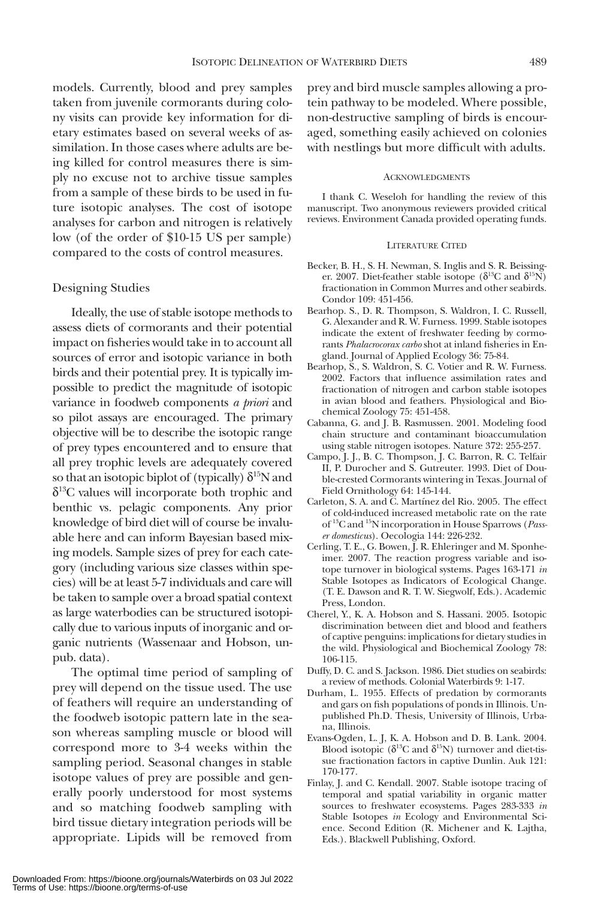models. Currently, blood and prey samples taken from juvenile cormorants during colony visits can provide key information for dietary estimates based on several weeks of assimilation. In those cases where adults are being killed for control measures there is simply no excuse not to archive tissue samples from a sample of these birds to be used in future isotopic analyses. The cost of isotope analyses for carbon and nitrogen is relatively low (of the order of \$10-15 US per sample) compared to the costs of control measures.

## Designing Studies

Ideally, the use of stable isotope methods to assess diets of cormorants and their potential impact on fisheries would take in to account all sources of error and isotopic variance in both birds and their potential prey. It is typically impossible to predict the magnitude of isotopic variance in foodweb components *a priori* and so pilot assays are encouraged. The primary objective will be to describe the isotopic range of prey types encountered and to ensure that all prey trophic levels are adequately covered so that an isotopic biplot of (typically) $\delta^{15}N$ and $\delta^{13}C$ values will incorporate both trophic and benthic vs. pelagic components. Any prior knowledge of bird diet will of course be invaluable here and can inform Bayesian based mixing models. Sample sizes of prey for each category (including various size classes within species) will be at least 5-7 individuals and care will be taken to sample over a broad spatial context as large waterbodies can be structured isotopically due to various inputs of inorganic and organic nutrients (Wassenaar and Hobson, unpub. data).

The optimal time period of sampling of prey will depend on the tissue used. The use of feathers will require an understanding of the foodweb isotopic pattern late in the season whereas sampling muscle or blood will correspond more to 3-4 weeks within the sampling period. Seasonal changes in stable isotope values of prey are possible and generally poorly understood for most systems and so matching foodweb sampling with bird tissue dietary integration periods will be appropriate. Lipids will be removed from prey and bird muscle samples allowing a protein pathway to be modeled. Where possible, non-destructive sampling of birds is encouraged, something easily achieved on colonies with nestlings but more difficult with adults.

### Acknowledgments

I thank C. Weseloh for handling the review of this manuscript. Two anonymous reviewers provided critical reviews. Environment Canada provided operating funds.

### Literature Cited

Becker, B. H., S. H. Newman, S. Inglis and S. R. Beissinger. 2007. Diet-feather stable isotope ($\delta^{13}C$ and $\delta^{15}N$) fractionation in Common Murres and other seabirds. Condor 109: 451-456.

Bearhop. S., D. R. Thompson, S. Waldron, I. C. Russell, G. Alexander and R. W. Furness. 1999. Stable isotopes indicate the extent of freshwater feeding by cormorants *Phalacrocorax carbo* shot at inland fisheries in England. Journal of Applied Ecology 36: 75-84.

Bearhop, S., S. Waldron, S. C. Votier and R. W. Furness. 2002. Factors that influence assimilation rates and fractionation of nitrogen and carbon stable isotopes in avian blood and feathers. Physiological and Biochemical Zoology 75: 451-458.

Cabanna, G. and J. B. Rasmussen. 2001. Modeling food chain structure and contaminant bioaccumulation using stable nitrogen isotopes. Nature 372: 255-257.

Campo, J. J., B. C. Thompson, J. C. Barron, R. C. Telfair II, P. Durocher and S. Gutreuter. 1993. Diet of Double-crested Cormorants wintering in Texas. Journal of Field Ornithology 64: 145-144.

Carleton, S. A. and C. Martínez del Rio. 2005. The effect of cold-induced increased metabolic rate on the rate of $^{13}C$ and $^{15}N$ incorporation in House Sparrows (*Passer domesticus*). Oecologia 144: 226-232.

Cerling, T. E., G. Bowen, J. R. Ehleringer and M. Sponheimer. 2007. The reaction progress variable and isotope turnover in biological systems. Pages 163-171 *in* Stable Isotopes as Indicators of Ecological Change. (T. E. Dawson and R. T. W. Siegwolf, Eds.). Academic Press, London.

Cherel, Y., K. A. Hobson and S. Hassani. 2005. Isotopic discrimination between diet and blood and feathers of captive penguins: implications for dietary studies in the wild. Physiological and Biochemical Zoology 78: 106-115.

Duffy, D. C. and S. Jackson. 1986. Diet studies on seabirds: a review of methods. Colonial Waterbirds 9: 1-17.

Durham, L. 1955. Effects of predation by cormorants and gars on fish populations of ponds in Illinois. Unpublished Ph.D. Thesis, University of Illinois, Urbana, Illinois.

Evans-Ogden, L. J, K. A. Hobson and D. B. Lank. 2004. Blood isotopic ($\delta^{13}C$ and $\delta^{15}N$) turnover and diet-tissue fractionation factors in captive Dunlin. Auk 121: 170-177.

Finlay, J. and C. Kendall. 2007. Stable isotope tracing of temporal and spatial variability in organic matter sources to freshwater ecosystems. Pages 283-333 *in* Stable Isotopes *in* Ecology and Environmental Science. Second Edition (R. Michener and K. Lajtha, Eds.). Blackwell Publishing, Oxford.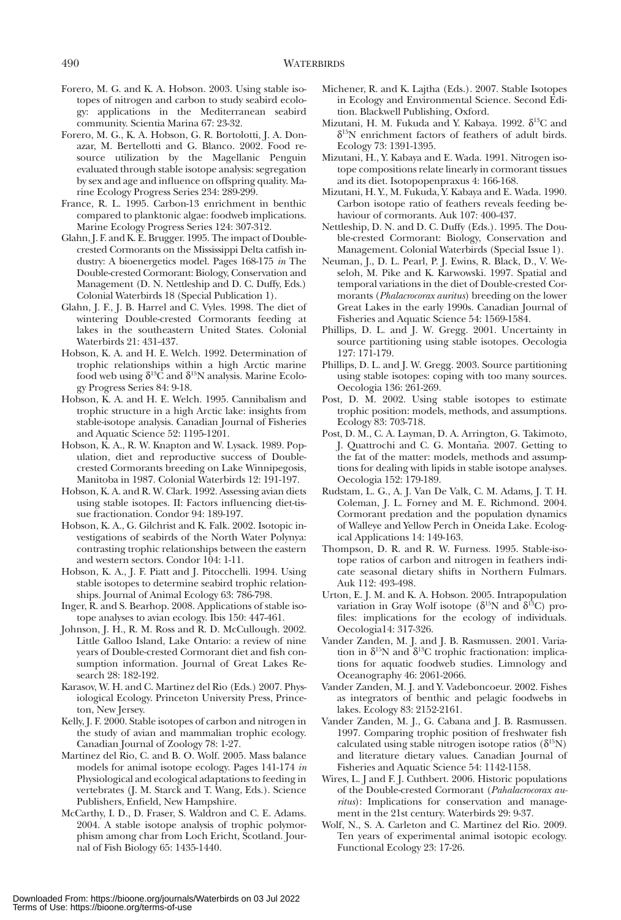Forero, M. G. and K. A. Hobson. 2003. Using stable isotopes of nitrogen and carbon to study seabird ecology: applications in the Mediterranean seabird community. Scientia Marina 67: 23-32.

Forero, M. G., K. A. Hobson, G. R. Bortolotti, J. A. Donazar, M. Bertellotti and G. Blanco. 2002. Food resource utilization by the Magellanic Penguin evaluated through stable isotope analysis: segregation by sex and age and influence on offspring quality. Marine Ecology Progress Series 234: 289-299.

France, R. L. 1995. Carbon-13 enrichment in benthic compared to planktonic algae: foodweb implications. Marine Ecology Progress Series 124: 307-312.

Glahn, J. F. and K. E. Brugger. 1995. The impact of Double-crested Cormorants on the Mississippi Delta catfish industry: A bioenergetics model. Pages 168-175 *in* The Double-crested Cormorant: Biology, Conservation and Management (D. N. Nettleship and D. C. Duffy, Eds.) Colonial Waterbirds 18 (Special Publication 1).

Glahn, J. F., J. B. Harrel and C. Vyles. 1998. The diet of wintering Double-crested Cormorants feeding at lakes in the southeastern United States. Colonial Waterbirds 21: 431-437.

Hobson, K. A. and H. E. Welch. 1992. Determination of trophic relationships within a high Arctic marine food web using $\delta^{13}C$ and $\delta^{15}N$ analysis. Marine Ecology Progress Series 84: 9-18.

Hobson, K. A. and H. E. Welch. 1995. Cannibalism and trophic structure in a high Arctic lake: insights from stable-isotope analysis. Canadian Journal of Fisheries and Aquatic Science 52: 1195-1201.

Hobson, K. A., R. W. Knapton and W. Lysack. 1989. Population, diet and reproductive success of Double-crested Cormorants breeding on Lake Winnipegosis, Manitoba in 1987. Colonial Waterbirds 12: 191-197.

Hobson, K. A. and R. W. Clark. 1992. Assessing avian diets using stable isotopes. II: Factors influencing diet-tissue fractionation. Condor 94: 189-197.

Hobson, K. A., G. Gilchrist and K. Falk. 2002. Isotopic investigations of seabirds of the North Water Polynya: contrasting trophic relationships between the eastern and western sectors. Condor 104: 1-11.

Hobson, K. A., J. F. Piatt and J. Pitocchelli. 1994. Using stable isotopes to determine seabird trophic relationships. Journal of Animal Ecology 63: 786-798.

Inger, R. and S. Bearhop. 2008. Applications of stable isotope analyses to avian ecology. Ibis 150: 447-461.

Johnson, J. H., R. M. Ross and R. D. McCullough. 2002. Little Galloo Island, Lake Ontario: a review of nine years of Double-crested Cormorant diet and fish consumption information. Journal of Great Lakes Research 28: 182-192.

Karasov, W. H. and C. Martinez del Rio (Eds.) 2007. Physiological Ecology. Princeton University Press, Princeton, New Jersey.

Kelly, J. F. 2000. Stable isotopes of carbon and nitrogen in the study of avian and mammalian trophic ecology. Canadian Journal of Zoology 78: 1-27.

Martinez del Rio, C. and B. O. Wolf. 2005. Mass balance models for animal isotope ecology. Pages 141-174 *in* Physiological and ecological adaptations to feeding in vertebrates (J. M. Starck and T. Wang, Eds.). Science Publishers, Enfield, New Hampshire.

McCarthy, I. D., D. Fraser, S. Waldron and C. E. Adams. 2004. A stable isotope analysis of trophic polymorphism among char from Loch Ericht, Scotland. Journal of Fish Biology 65: 1435-1440.

Michener, R. and K. Lajtha (Eds.). 2007. Stable Isotopes in Ecology and Environmental Science. Second Edition. Blackwell Publishing, Oxford.

Mizutani, H. M. Fukuda and Y. Kabaya. 1992. $\delta^{13}C$ and $\delta^{15}N$ enrichment factors of feathers of adult birds. Ecology 73: 1391-1395.

Mizutani, H., Y. Kabaya and E. Wada. 1991. Nitrogen isotope compositions relate linearly in cormorant tissues and its diet. Isotopopenpraxus 4: 166-168.

Mizutani, H. Y., M. Fukuda, Y. Kabaya and E. Wada. 1990. Carbon isotope ratio of feathers reveals feeding behaviour of cormorants. Auk 107: 400-437.

Nettleship, D. N. and D. C. Duffy (Eds.). 1995. The Double-crested Cormorant: Biology, Conservation and Management. Colonial Waterbirds (Special Issue 1).

Neuman, J., D. L. Pearl, P. J. Ewins, R. Black, D., V. Weseloh, M. Pike and K. Karwowski. 1997. Spatial and temporal variations in the diet of Double-crested Cormorants (*Phalacrocorax auritus*) breeding on the lower Great Lakes in the early 1990s. Canadian Journal of Fisheries and Aquatic Science 54: 1569-1584.

Phillips, D. L. and J. W. Gregg. 2001. Uncertainty in source partitioning using stable isotopes. Oecologia 127: 171-179.

Phillips, D. L. and J. W. Gregg. 2003. Source partitioning using stable isotopes: coping with too many sources. Oecologia 136: 261-269.

Post, D. M. 2002. Using stable isotopes to estimate trophic position: models, methods, and assumptions. Ecology 83: 703-718.

Post, D. M., C. A. Layman, D. A. Arrington, G. Takimoto, J. Quattrochi and C. G. Montaňa. 2007. Getting to the fat of the matter: models, methods and assumptions for dealing with lipids in stable isotope analyses. Oecologia 152: 179-189.

Rudstam, L. G., A. J. Van De Valk, C. M. Adams, J. T. H. Coleman, J. L. Forney and M. E. Richmond. 2004. Cormorant predation and the population dynamics of Walleye and Yellow Perch in Oneida Lake. Ecological Applications 14: 149-163.

Thompson, D. R. and R. W. Furness. 1995. Stable-isotope ratios of carbon and nitrogen in feathers indicate seasonal dietary shifts in Northern Fulmars. Auk 112: 493-498.

Urton, E. J. M. and K. A. Hobson. 2005. Intrapopulation variation in Gray Wolf isotope ($\delta^{15}N$ and $\delta^{13}C$) profiles: implications for the ecology of individuals. Oecologia14: 317-326.

Vander Zanden, M. J. and J. B. Rasmussen. 2001. Variation in $\delta^{15}N$ and $\delta^{13}C$ trophic fractionation: implications for aquatic foodweb studies. Limnology and Oceanography 46: 2061-2066.

Vander Zanden, M. J. and Y. Vadeboncoeur. 2002. Fishes as integrators of benthic and pelagic foodwebs in lakes. Ecology 83: 2152-2161.

Vander Zanden, M. J., G. Cabana and J. B. Rasmussen. 1997. Comparing trophic position of freshwater fish calculated using stable nitrogen isotope ratios ($\delta^{15}N$) and literature dietary values. Canadian Journal of Fisheries and Aquatic Science 54: 1142-1158.

Wires, L. J and F. J. Cuthbert. 2006. Historic populations of the Double-crested Cormorant (*Pahalacrocorax auritus*): Implications for conservation and management in the 21st century. Waterbirds 29: 9-37.

Wolf, N., S. A. Carleton and C. Martinez del Rio. 2009. Ten years of experimental animal isotopic ecology. Functional Ecology 23: 17-26.